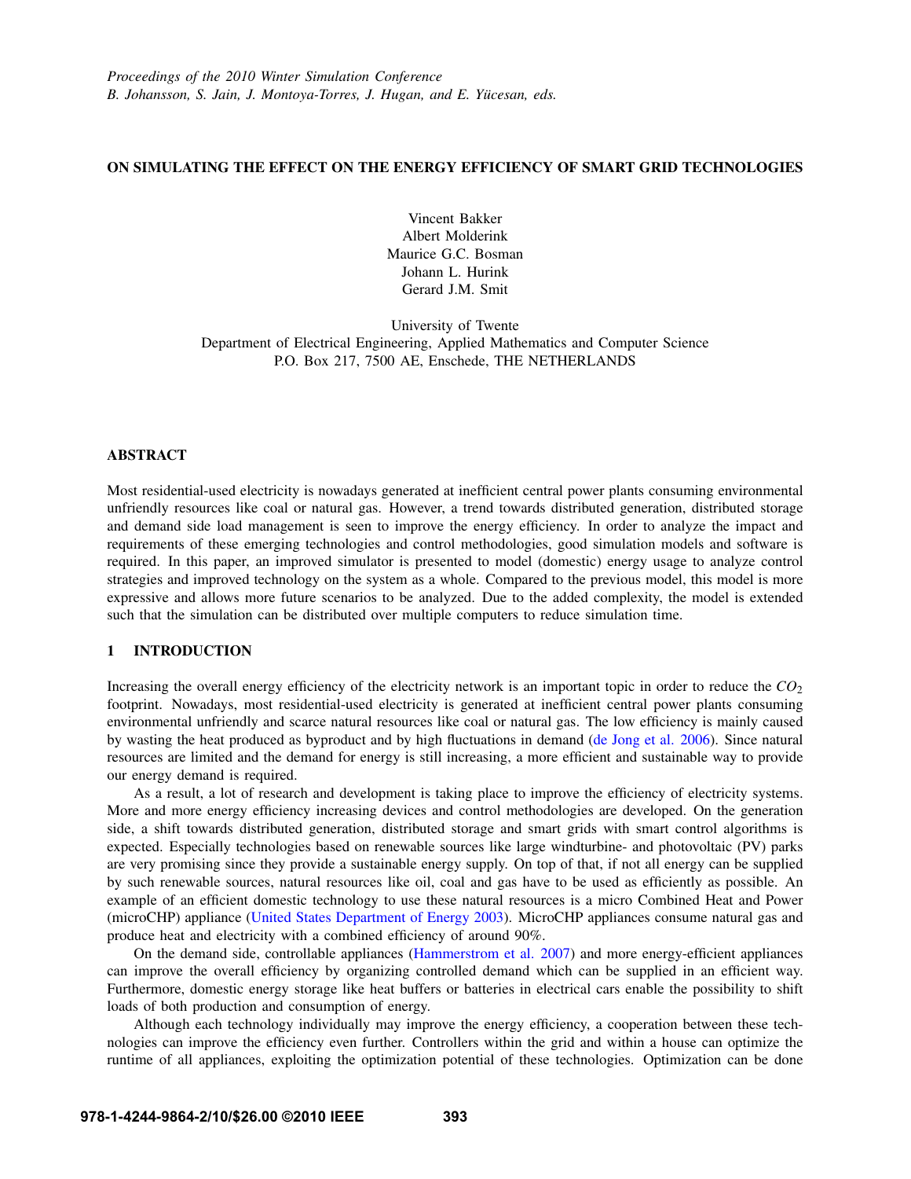*Proceedings of the 2010 Winter Simulation Conference*
*B. Johansson, S. Jain, J. Montoya-Torres, J. Hugan, and E. Yücesan, eds.*

# ON SIMULATING THE EFFECT ON THE ENERGY EFFICIENCY OF SMART GRID TECHNOLOGIES

Vincent Bakker
Albert Molderink
Maurice G.C. Bosman
Johann L. Hurink
Gerard J.M. Smit

University of Twente
Department of Electrical Engineering, Applied Mathematics and Computer Science
P.O. Box 217, 7500 AE, Enschede, THE NETHERLANDS

## ABSTRACT

Most residential-used electricity is nowadays generated at inefficient central power plants consuming environmental unfriendly resources like coal or natural gas. However, a trend towards distributed generation, distributed storage and demand side load management is seen to improve the energy efficiency. In order to analyze the impact and requirements of these emerging technologies and control methodologies, good simulation models and software is required. In this paper, an improved simulator is presented to model (domestic) energy usage to analyze control strategies and improved technology on the system as a whole. Compared to the previous model, this model is more expressive and allows more future scenarios to be analyzed. Due to the added complexity, the model is extended such that the simulation can be distributed over multiple computers to reduce simulation time.

## 1 INTRODUCTION

Increasing the overall energy efficiency of the electricity network is an important topic in order to reduce the $CO_2$ footprint. Nowadays, most residential-used electricity is generated at inefficient central power plants consuming environmental unfriendly and scarce natural resources like coal or natural gas. The low efficiency is mainly caused by wasting the heat produced as byproduct and by high fluctuations in demand (de Jong et al. 2006). Since natural resources are limited and the demand for energy is still increasing, a more efficient and sustainable way to provide our energy demand is required.

As a result, a lot of research and development is taking place to improve the efficiency of electricity systems. More and more energy efficiency increasing devices and control methodologies are developed. On the generation side, a shift towards distributed generation, distributed storage and smart grids with smart control algorithms is expected. Especially technologies based on renewable sources like large windturbine- and photovoltaic (PV) parks are very promising since they provide a sustainable energy supply. On top of that, if not all energy can be supplied by such renewable sources, natural resources like oil, coal and gas have to be used as efficiently as possible. An example of an efficient domestic technology to use these natural resources is a micro Combined Heat and Power (microCHP) appliance (United States Department of Energy 2003). MicroCHP appliances consume natural gas and produce heat and electricity with a combined efficiency of around 90%.

On the demand side, controllable appliances (Hammerstrom et al. 2007) and more energy-efficient appliances can improve the overall efficiency by organizing controlled demand which can be supplied in an efficient way. Furthermore, domestic energy storage like heat buffers or batteries in electrical cars enable the possibility to shift loads of both production and consumption of energy.

Although each technology individually may improve the energy efficiency, a cooperation between these technologies can improve the efficiency even further. Controllers within the grid and within a house can optimize the runtime of all appliances, exploiting the optimization potential of these technologies. Optimization can be done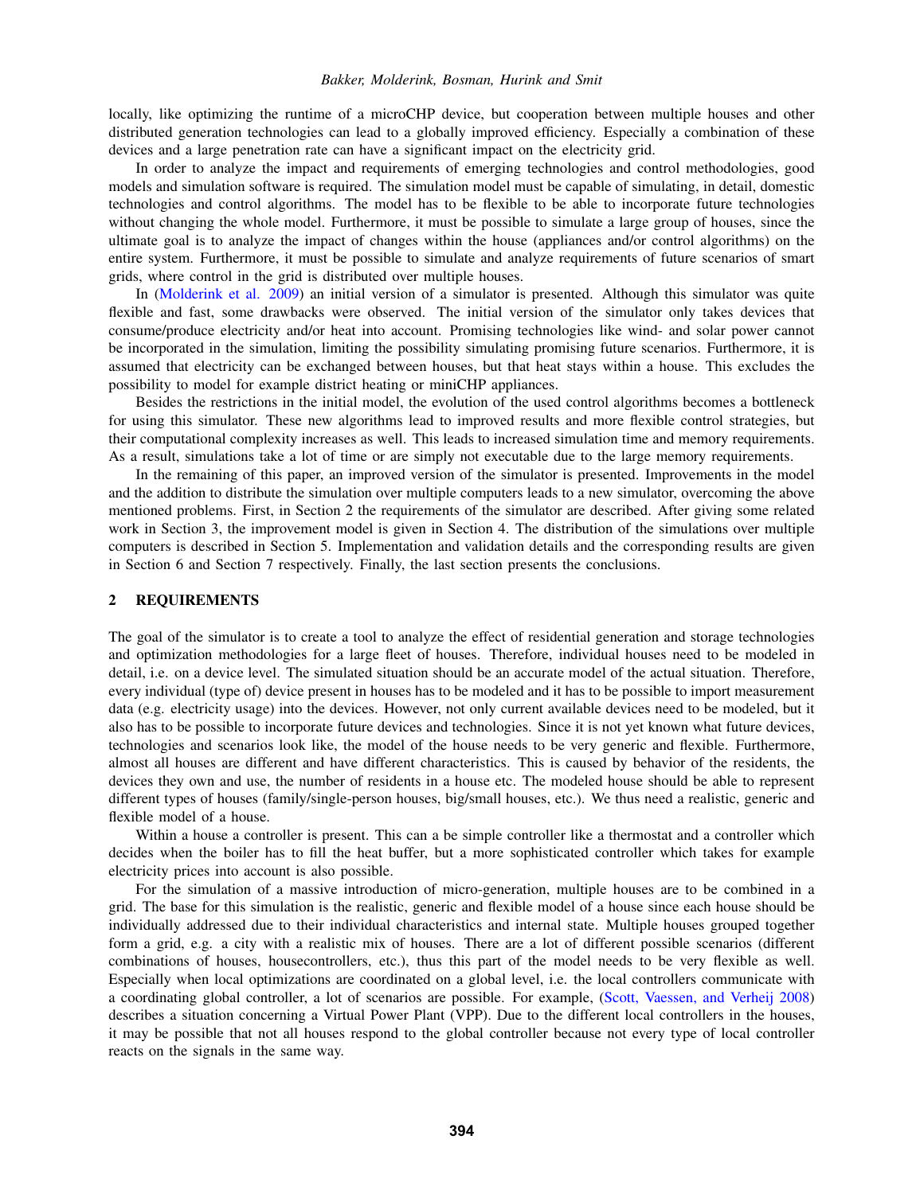locally, like optimizing the runtime of a microCHP device, but cooperation between multiple houses and other distributed generation technologies can lead to a globally improved efficiency. Especially a combination of these devices and a large penetration rate can have a significant impact on the electricity grid.

In order to analyze the impact and requirements of emerging technologies and control methodologies, good models and simulation software is required. The simulation model must be capable of simulating, in detail, domestic technologies and control algorithms. The model has to be flexible to be able to incorporate future technologies without changing the whole model. Furthermore, it must be possible to simulate a large group of houses, since the ultimate goal is to analyze the impact of changes within the house (appliances and/or control algorithms) on the entire system. Furthermore, it must be possible to simulate and analyze requirements of future scenarios of smart grids, where control in the grid is distributed over multiple houses.

In (Molderink et al. 2009) an initial version of a simulator is presented. Although this simulator was quite flexible and fast, some drawbacks were observed. The initial version of the simulator only takes devices that consume/produce electricity and/or heat into account. Promising technologies like wind- and solar power cannot be incorporated in the simulation, limiting the possibility simulating promising future scenarios. Furthermore, it is assumed that electricity can be exchanged between houses, but that heat stays within a house. This excludes the possibility to model for example district heating or miniCHP appliances.

Besides the restrictions in the initial model, the evolution of the used control algorithms becomes a bottleneck for using this simulator. These new algorithms lead to improved results and more flexible control strategies, but their computational complexity increases as well. This leads to increased simulation time and memory requirements. As a result, simulations take a lot of time or are simply not executable due to the large memory requirements.

In the remaining of this paper, an improved version of the simulator is presented. Improvements in the model and the addition to distribute the simulation over multiple computers leads to a new simulator, overcoming the above mentioned problems. First, in Section 2 the requirements of the simulator are described. After giving some related work in Section 3, the improvement model is given in Section 4. The distribution of the simulations over multiple computers is described in Section 5. Implementation and validation details and the corresponding results are given in Section 6 and Section 7 respectively. Finally, the last section presents the conclusions.

## 2 REQUIREMENTS

The goal of the simulator is to create a tool to analyze the effect of residential generation and storage technologies and optimization methodologies for a large fleet of houses. Therefore, individual houses need to be modeled in detail, i.e. on a device level. The simulated situation should be an accurate model of the actual situation. Therefore, every individual (type of) device present in houses has to be modeled and it has to be possible to import measurement data (e.g. electricity usage) into the devices. However, not only current available devices need to be modeled, but it also has to be possible to incorporate future devices and technologies. Since it is not yet known what future devices, technologies and scenarios look like, the model of the house needs to be very generic and flexible. Furthermore, almost all houses are different and have different characteristics. This is caused by behavior of the residents, the devices they own and use, the number of residents in a house etc. The modeled house should be able to represent different types of houses (family/single-person houses, big/small houses, etc.). We thus need a realistic, generic and flexible model of a house.

Within a house a controller is present. This can a be simple controller like a thermostat and a controller which decides when the boiler has to fill the heat buffer, but a more sophisticated controller which takes for example electricity prices into account is also possible.

For the simulation of a massive introduction of micro-generation, multiple houses are to be combined in a grid. The base for this simulation is the realistic, generic and flexible model of a house since each house should be individually addressed due to their individual characteristics and internal state. Multiple houses grouped together form a grid, e.g. a city with a realistic mix of houses. There are a lot of different possible scenarios (different combinations of houses, housecontrollers, etc.), thus this part of the model needs to be very flexible as well. Especially when local optimizations are coordinated on a global level, i.e. the local controllers communicate with a coordinating global controller, a lot of scenarios are possible. For example, (Scott, Vaessen, and Verheij 2008) describes a situation concerning a Virtual Power Plant (VPP). Due to the different local controllers in the houses, it may be possible that not all houses respond to the global controller because not every type of local controller reacts on the signals in the same way.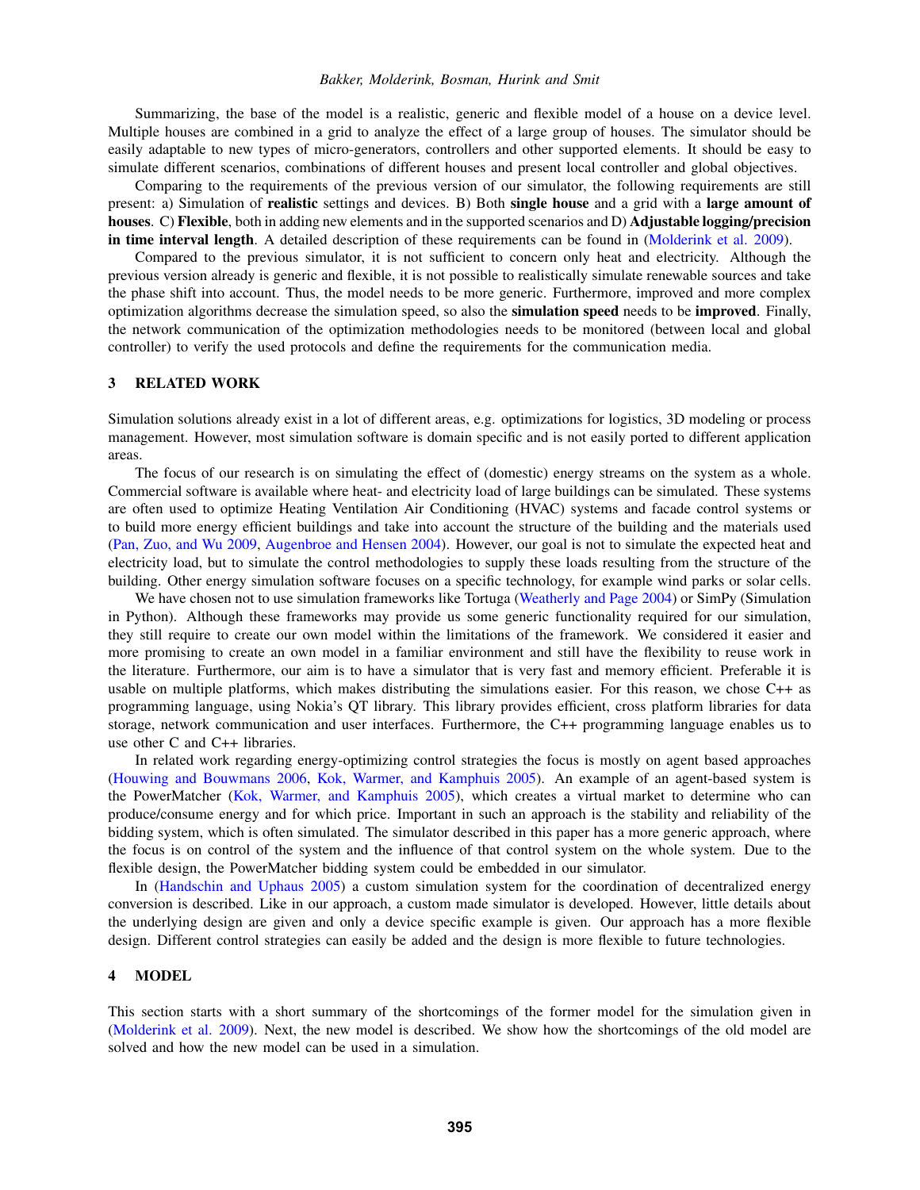Summarizing, the base of the model is a realistic, generic and flexible model of a house on a device level. Multiple houses are combined in a grid to analyze the effect of a large group of houses. The simulator should be easily adaptable to new types of micro-generators, controllers and other supported elements. It should be easy to simulate different scenarios, combinations of different houses and present local controller and global objectives.

Comparing to the requirements of the previous version of our simulator, the following requirements are still present: a) Simulation of **realistic** settings and devices. B) Both **single house** and a grid with a **large amount of houses**. C) **Flexible**, both in adding new elements and in the supported scenarios and D) **Adjustable logging/precision in time interval length**. A detailed description of these requirements can be found in (Molderink et al. 2009).

Compared to the previous simulator, it is not sufficient to concern only heat and electricity. Although the previous version already is generic and flexible, it is not possible to realistically simulate renewable sources and take the phase shift into account. Thus, the model needs to be more generic. Furthermore, improved and more complex optimization algorithms decrease the simulation speed, so also the **simulation speed** needs to be **improved**. Finally, the network communication of the optimization methodologies needs to be monitored (between local and global controller) to verify the used protocols and define the requirements for the communication media.

## 3 RELATED WORK

Simulation solutions already exist in a lot of different areas, e.g. optimizations for logistics, 3D modeling or process management. However, most simulation software is domain specific and is not easily ported to different application areas.

The focus of our research is on simulating the effect of (domestic) energy streams on the system as a whole. Commercial software is available where heat- and electricity load of large buildings can be simulated. These systems are often used to optimize Heating Ventilation Air Conditioning (HVAC) systems and facade control systems or to build more energy efficient buildings and take into account the structure of the building and the materials used (Pan, Zuo, and Wu 2009, Augenbroe and Hensen 2004). However, our goal is not to simulate the expected heat and electricity load, but to simulate the control methodologies to supply these loads resulting from the structure of the building. Other energy simulation software focuses on a specific technology, for example wind parks or solar cells.

We have chosen not to use simulation frameworks like Tortuga (Weatherly and Page 2004) or SimPy (Simulation in Python). Although these frameworks may provide us some generic functionality required for our simulation, they still require to create our own model within the limitations of the framework. We considered it easier and more promising to create an own model in a familiar environment and still have the flexibility to reuse work in the literature. Furthermore, our aim is to have a simulator that is very fast and memory efficient. Preferable it is usable on multiple platforms, which makes distributing the simulations easier. For this reason, we chose C++ as programming language, using Nokia's QT library. This library provides efficient, cross platform libraries for data storage, network communication and user interfaces. Furthermore, the C++ programming language enables us to use other C and C++ libraries.

In related work regarding energy-optimizing control strategies the focus is mostly on agent based approaches (Houwing and Bouwmans 2006, Kok, Warmer, and Kamphuis 2005). An example of an agent-based system is the PowerMatcher (Kok, Warmer, and Kamphuis 2005), which creates a virtual market to determine who can produce/consume energy and for which price. Important in such an approach is the stability and reliability of the bidding system, which is often simulated. The simulator described in this paper has a more generic approach, where the focus is on control of the system and the influence of that control system on the whole system. Due to the flexible design, the PowerMatcher bidding system could be embedded in our simulator.

In (Handschin and Uphaus 2005) a custom simulation system for the coordination of decentralized energy conversion is described. Like in our approach, a custom made simulator is developed. However, little details about the underlying design are given and only a device specific example is given. Our approach has a more flexible design. Different control strategies can easily be added and the design is more flexible to future technologies.

## 4 MODEL

This section starts with a short summary of the shortcomings of the former model for the simulation given in (Molderink et al. 2009). Next, the new model is described. We show how the shortcomings of the old model are solved and how the new model can be used in a simulation.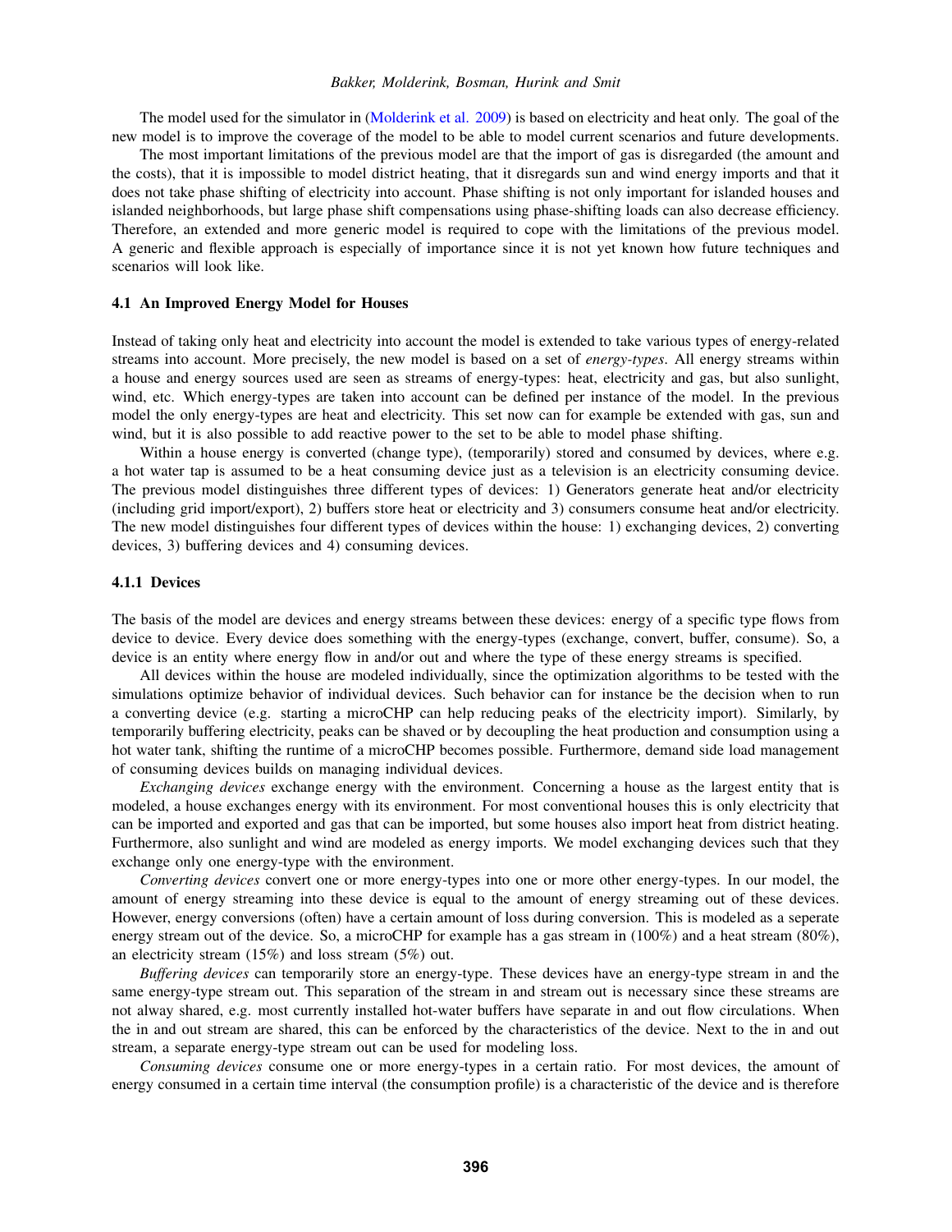The model used for the simulator in (Molderink et al. 2009) is based on electricity and heat only. The goal of the new model is to improve the coverage of the model to be able to model current scenarios and future developments.

The most important limitations of the previous model are that the import of gas is disregarded (the amount and the costs), that it is impossible to model district heating, that it disregards sun and wind energy imports and that it does not take phase shifting of electricity into account. Phase shifting is not only important for islanded houses and islanded neighborhoods, but large phase shift compensations using phase-shifting loads can also decrease efficiency. Therefore, an extended and more generic model is required to cope with the limitations of the previous model. A generic and flexible approach is especially of importance since it is not yet known how future techniques and scenarios will look like.

### 4.1 An Improved Energy Model for Houses

Instead of taking only heat and electricity into account the model is extended to take various types of energy-related streams into account. More precisely, the new model is based on a set of *energy-types*. All energy streams within a house and energy sources used are seen as streams of energy-types: heat, electricity and gas, but also sunlight, wind, etc. Which energy-types are taken into account can be defined per instance of the model. In the previous model the only energy-types are heat and electricity. This set now can for example be extended with gas, sun and wind, but it is also possible to add reactive power to the set to be able to model phase shifting.

Within a house energy is converted (change type), (temporarily) stored and consumed by devices, where e.g. a hot water tap is assumed to be a heat consuming device just as a television is an electricity consuming device. The previous model distinguishes three different types of devices: 1) Generators generate heat and/or electricity (including grid import/export), 2) buffers store heat or electricity and 3) consumers consume heat and/or electricity. The new model distinguishes four different types of devices within the house: 1) exchanging devices, 2) converting devices, 3) buffering devices and 4) consuming devices.

#### 4.1.1 Devices

The basis of the model are devices and energy streams between these devices: energy of a specific type flows from device to device. Every device does something with the energy-types (exchange, convert, buffer, consume). So, a device is an entity where energy flow in and/or out and where the type of these energy streams is specified.

All devices within the house are modeled individually, since the optimization algorithms to be tested with the simulations optimize behavior of individual devices. Such behavior can for instance be the decision when to run a converting device (e.g. starting a microCHP can help reducing peaks of the electricity import). Similarly, by temporarily buffering electricity, peaks can be shaved or by decoupling the heat production and consumption using a hot water tank, shifting the runtime of a microCHP becomes possible. Furthermore, demand side load management of consuming devices builds on managing individual devices.

*Exchanging devices* exchange energy with the environment. Concerning a house as the largest entity that is modeled, a house exchanges energy with its environment. For most conventional houses this is only electricity that can be imported and exported and gas that can be imported, but some houses also import heat from district heating. Furthermore, also sunlight and wind are modeled as energy imports. We model exchanging devices such that they exchange only one energy-type with the environment.

*Converting devices* convert one or more energy-types into one or more other energy-types. In our model, the amount of energy streaming into these device is equal to the amount of energy streaming out of these devices. However, energy conversions (often) have a certain amount of loss during conversion. This is modeled as a seperate energy stream out of the device. So, a microCHP for example has a gas stream in (100%) and a heat stream (80%), an electricity stream (15%) and loss stream (5%) out.

*Buffering devices* can temporarily store an energy-type. These devices have an energy-type stream in and the same energy-type stream out. This separation of the stream in and stream out is necessary since these streams are not alway shared, e.g. most currently installed hot-water buffers have separate in and out flow circulations. When the in and out stream are shared, this can be enforced by the characteristics of the device. Next to the in and out stream, a separate energy-type stream out can be used for modeling loss.

*Consuming devices* consume one or more energy-types in a certain ratio. For most devices, the amount of energy consumed in a certain time interval (the consumption profile) is a characteristic of the device and is therefore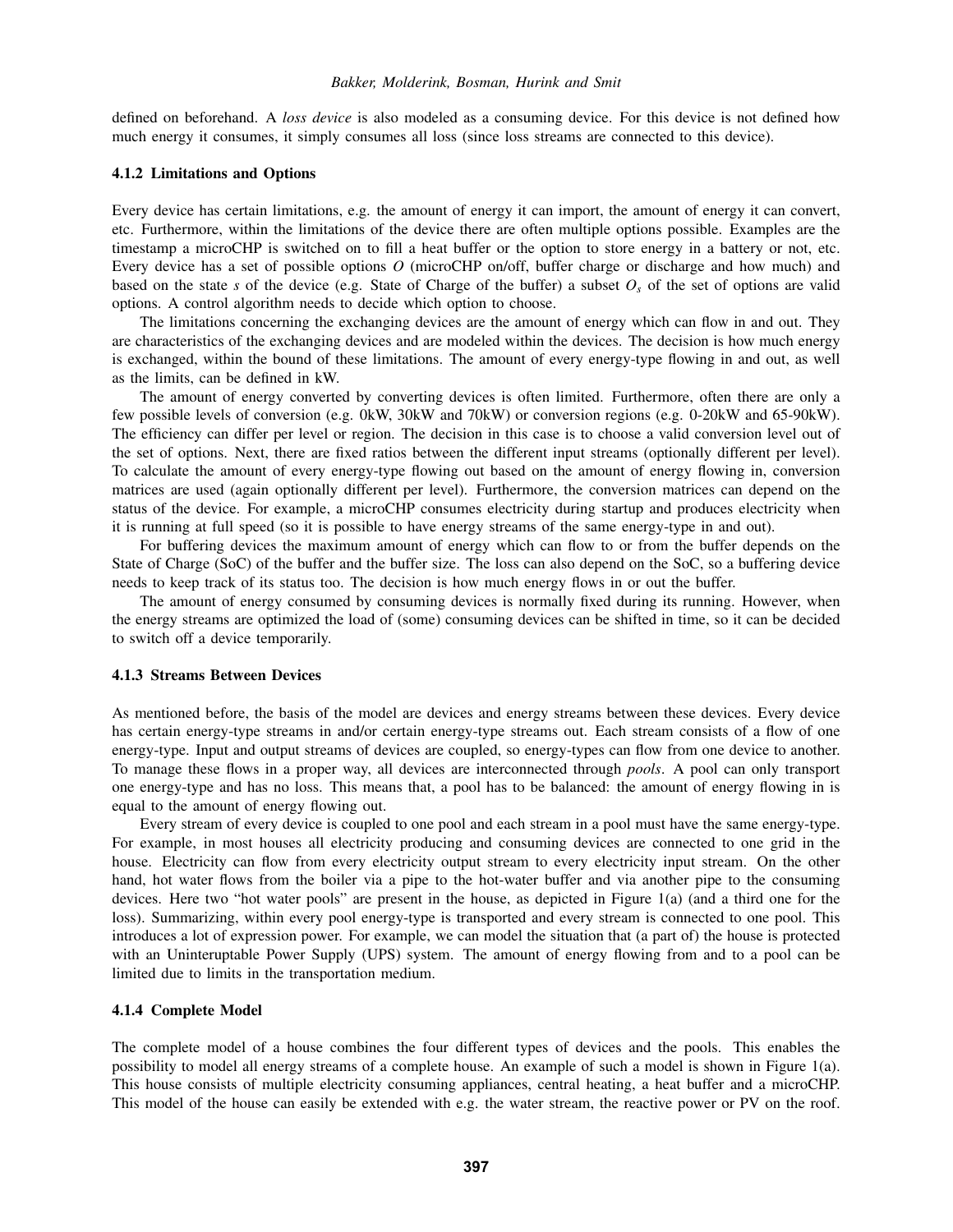defined on beforehand. A *loss device* is also modeled as a consuming device. For this device is not defined how much energy it consumes, it simply consumes all loss (since loss streams are connected to this device).

### 4.1.2 Limitations and Options

Every device has certain limitations, e.g. the amount of energy it can import, the amount of energy it can convert, etc. Furthermore, within the limitations of the device there are often multiple options possible. Examples are the timestamp a microCHP is switched on to fill a heat buffer or the option to store energy in a battery or not, etc. Every device has a set of possible options $O$ (microCHP on/off, buffer charge or discharge and how much) and based on the state $s$ of the device (e.g. State of Charge of the buffer) a subset $O_s$ of the set of options are valid options. A control algorithm needs to decide which option to choose.

The limitations concerning the exchanging devices are the amount of energy which can flow in and out. They are characteristics of the exchanging devices and are modeled within the devices. The decision is how much energy is exchanged, within the bound of these limitations. The amount of every energy-type flowing in and out, as well as the limits, can be defined in kW.

The amount of energy converted by converting devices is often limited. Furthermore, often there are only a few possible levels of conversion (e.g. 0kW, 30kW and 70kW) or conversion regions (e.g. 0-20kW and 65-90kW). The efficiency can differ per level or region. The decision in this case is to choose a valid conversion level out of the set of options. Next, there are fixed ratios between the different input streams (optionally different per level). To calculate the amount of every energy-type flowing out based on the amount of energy flowing in, conversion matrices are used (again optionally different per level). Furthermore, the conversion matrices can depend on the status of the device. For example, a microCHP consumes electricity during startup and produces electricity when it is running at full speed (so it is possible to have energy streams of the same energy-type in and out).

For buffering devices the maximum amount of energy which can flow to or from the buffer depends on the State of Charge (SoC) of the buffer and the buffer size. The loss can also depend on the SoC, so a buffering device needs to keep track of its status too. The decision is how much energy flows in or out the buffer.

The amount of energy consumed by consuming devices is normally fixed during its running. However, when the energy streams are optimized the load of (some) consuming devices can be shifted in time, so it can be decided to switch off a device temporarily.

### 4.1.3 Streams Between Devices

As mentioned before, the basis of the model are devices and energy streams between these devices. Every device has certain energy-type streams in and/or certain energy-type streams out. Each stream consists of a flow of one energy-type. Input and output streams of devices are coupled, so energy-types can flow from one device to another. To manage these flows in a proper way, all devices are interconnected through *pools*. A pool can only transport one energy-type and has no loss. This means that, a pool has to be balanced: the amount of energy flowing in is equal to the amount of energy flowing out.

Every stream of every device is coupled to one pool and each stream in a pool must have the same energy-type. For example, in most houses all electricity producing and consuming devices are connected to one grid in the house. Electricity can flow from every electricity output stream to every electricity input stream. On the other hand, hot water flows from the boiler via a pipe to the hot-water buffer and via another pipe to the consuming devices. Here two "hot water pools" are present in the house, as depicted in Figure 1(a) (and a third one for the loss). Summarizing, within every pool energy-type is transported and every stream is connected to one pool. This introduces a lot of expression power. For example, we can model the situation that (a part of) the house is protected with an Uninteruptable Power Supply (UPS) system. The amount of energy flowing from and to a pool can be limited due to limits in the transportation medium.

### 4.1.4 Complete Model

The complete model of a house combines the four different types of devices and the pools. This enables the possibility to model all energy streams of a complete house. An example of such a model is shown in Figure 1(a). This house consists of multiple electricity consuming appliances, central heating, a heat buffer and a microCHP. This model of the house can easily be extended with e.g. the water stream, the reactive power or PV on the roof.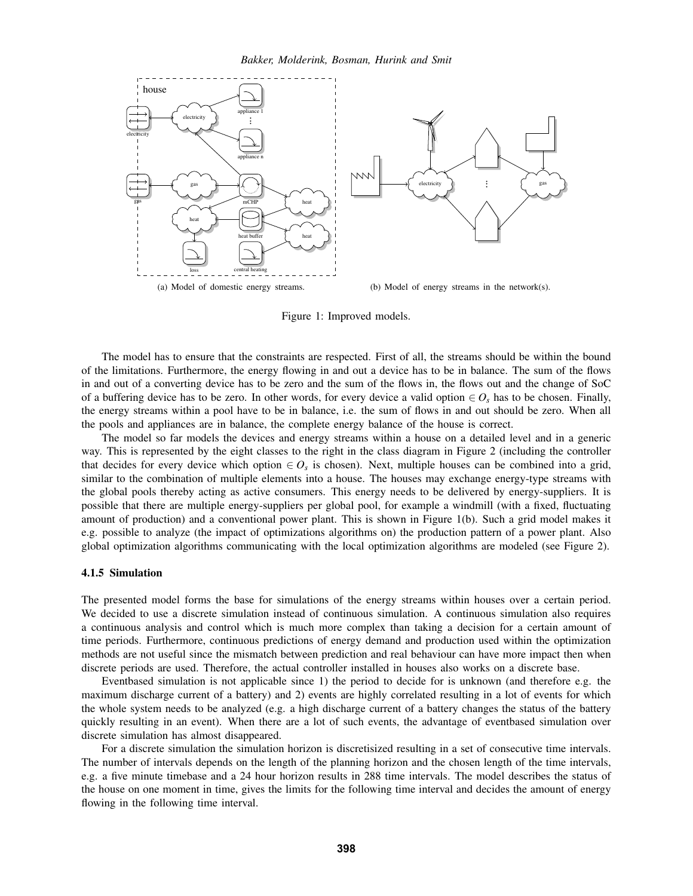(a) Model of domestic energy streams.

(b) Model of energy streams in the network(s).

Figure 1: Improved models.

The model has to ensure that the constraints are respected. First of all, the streams should be within the bound of the limitations. Furthermore, the energy flowing in and out a device has to be in balance. The sum of the flows in and out of a converting device has to be zero and the sum of the flows in, the flows out and the change of SoC of a buffering device has to be zero. In other words, for every device a valid option $\in O_s$ has to be chosen. Finally, the energy streams within a pool have to be in balance, i.e. the sum of flows in and out should be zero. When all the pools and appliances are in balance, the complete energy balance of the house is correct.

The model so far models the devices and energy streams within a house on a detailed level and in a generic way. This is represented by the eight classes to the right in the class diagram in Figure 2 (including the controller that decides for every device which option $\in O_s$ is chosen). Next, multiple houses can be combined into a grid, similar to the combination of multiple elements into a house. The houses may exchange energy-type streams with the global pools thereby acting as active consumers. This energy needs to be delivered by energy-suppliers. It is possible that there are multiple energy-suppliers per global pool, for example a windmill (with a fixed, fluctuating amount of production) and a conventional power plant. This is shown in Figure 1(b). Such a grid model makes it e.g. possible to analyze (the impact of optimizations algorithms on) the production pattern of a power plant. Also global optimization algorithms communicating with the local optimization algorithms are modeled (see Figure 2).

### 4.1.5 Simulation

The presented model forms the base for simulations of the energy streams within houses over a certain period. We decided to use a discrete simulation instead of continuous simulation. A continuous simulation also requires a continuous analysis and control which is much more complex than taking a decision for a certain amount of time periods. Furthermore, continuous predictions of energy demand and production used within the optimization methods are not useful since the mismatch between prediction and real behaviour can have more impact then when discrete periods are used. Therefore, the actual controller installed in houses also works on a discrete base.

Eventbased simulation is not applicable since 1) the period to decide for is unknown (and therefore e.g. the maximum discharge current of a battery) and 2) events are highly correlated resulting in a lot of events for which the whole system needs to be analyzed (e.g. a high discharge current of a battery changes the status of the battery quickly resulting in an event). When there are a lot of such events, the advantage of eventbased simulation over discrete simulation has almost disappeared.

For a discrete simulation the simulation horizon is discretisized resulting in a set of consecutive time intervals. The number of intervals depends on the length of the planning horizon and the chosen length of the time intervals, e.g. a five minute timebase and a 24 hour horizon results in 288 time intervals. The model describes the status of the house on one moment in time, gives the limits for the following time interval and decides the amount of energy flowing in the following time interval.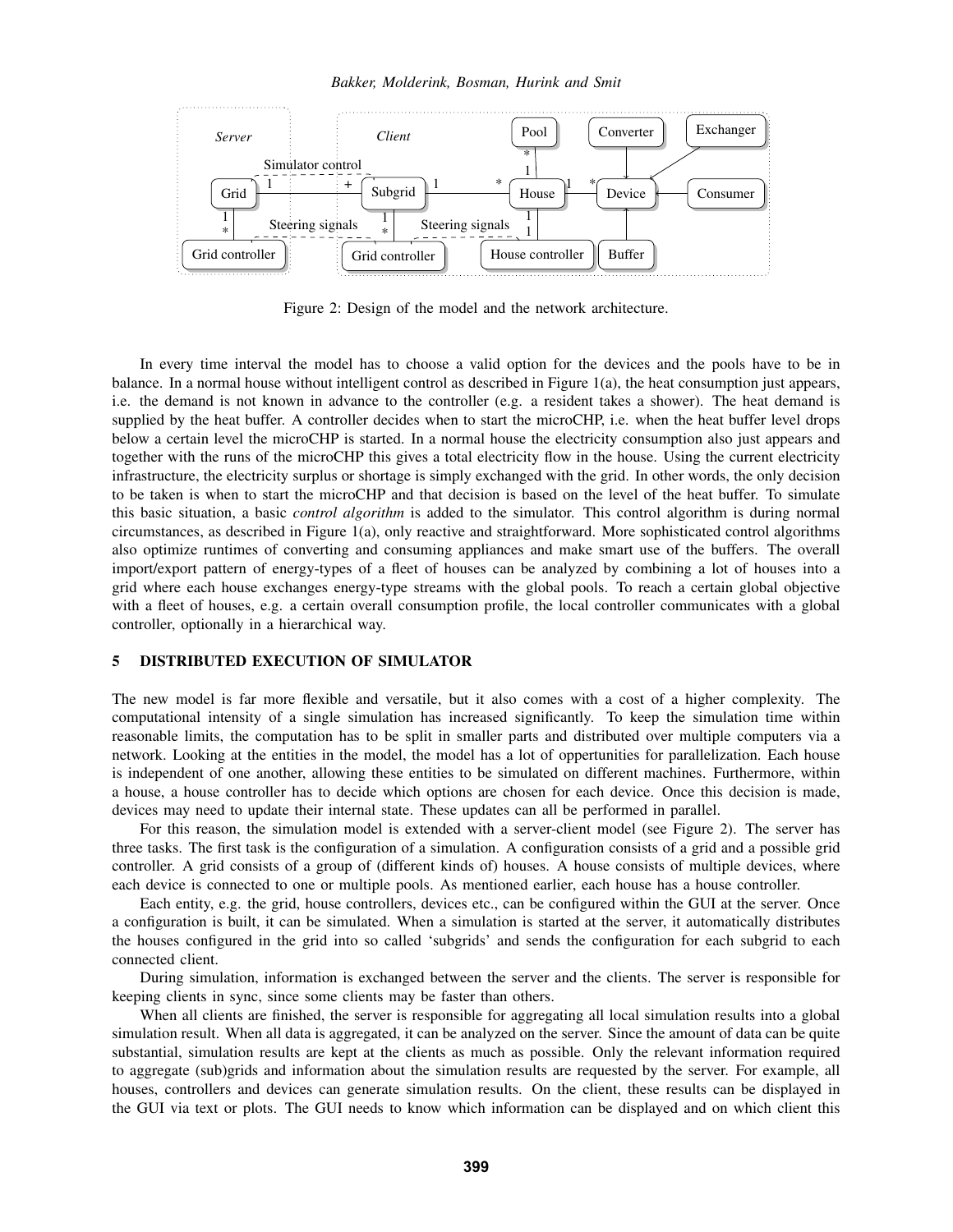Server

Client

Simulator control

Grid

Subgrid

House

Device

Pool

Converter

Exchanger

Consumer

Buffer

Grid controller

Grid controller

House controller

Steering signals

Steering signals

1 + 1 * 1 * * 1 1 * 1 * 1 1

Figure 2: Design of the model and the network architecture.

In every time interval the model has to choose a valid option for the devices and the pools have to be in balance. In a normal house without intelligent control as described in Figure 1(a), the heat consumption just appears, i.e. the demand is not known in advance to the controller (e.g. a resident takes a shower). The heat demand is supplied by the heat buffer. A controller decides when to start the microCHP, i.e. when the heat buffer level drops below a certain level the microCHP is started. In a normal house the electricity consumption also just appears and together with the runs of the microCHP this gives a total electricity flow in the house. Using the current electricity infrastructure, the electricity surplus or shortage is simply exchanged with the grid. In other words, the only decision to be taken is when to start the microCHP and that decision is based on the level of the heat buffer. To simulate this basic situation, a basic *control algorithm* is added to the simulator. This control algorithm is during normal circumstances, as described in Figure 1(a), only reactive and straightforward. More sophisticated control algorithms also optimize runtimes of converting and consuming appliances and make smart use of the buffers. The overall import/export pattern of energy-types of a fleet of houses can be analyzed by combining a lot of houses into a grid where each house exchanges energy-type streams with the global pools. To reach a certain global objective with a fleet of houses, e.g. a certain overall consumption profile, the local controller communicates with a global controller, optionally in a hierarchical way.

## 5 DISTRIBUTED EXECUTION OF SIMULATOR

The new model is far more flexible and versatile, but it also comes with a cost of a higher complexity. The computational intensity of a single simulation has increased significantly. To keep the simulation time within reasonable limits, the computation has to be split in smaller parts and distributed over multiple computers via a network. Looking at the entities in the model, the model has a lot of oppertunities for parallelization. Each house is independent of one another, allowing these entities to be simulated on different machines. Furthermore, within a house, a house controller has to decide which options are chosen for each device. Once this decision is made, devices may need to update their internal state. These updates can all be performed in parallel.

For this reason, the simulation model is extended with a server-client model (see Figure 2). The server has three tasks. The first task is the configuration of a simulation. A configuration consists of a grid and a possible grid controller. A grid consists of a group of (different kinds of) houses. A house consists of multiple devices, where each device is connected to one or multiple pools. As mentioned earlier, each house has a house controller.

Each entity, e.g. the grid, house controllers, devices etc., can be configured within the GUI at the server. Once a configuration is built, it can be simulated. When a simulation is started at the server, it automatically distributes the houses configured in the grid into so called 'subgrids' and sends the configuration for each subgrid to each connected client.

During simulation, information is exchanged between the server and the clients. The server is responsible for keeping clients in sync, since some clients may be faster than others.

When all clients are finished, the server is responsible for aggregating all local simulation results into a global simulation result. When all data is aggregated, it can be analyzed on the server. Since the amount of data can be quite substantial, simulation results are kept at the clients as much as possible. Only the relevant information required to aggregate (sub)grids and information about the simulation results are requested by the server. For example, all houses, controllers and devices can generate simulation results. On the client, these results can be displayed in the GUI via text or plots. The GUI needs to know which information can be displayed and on which client this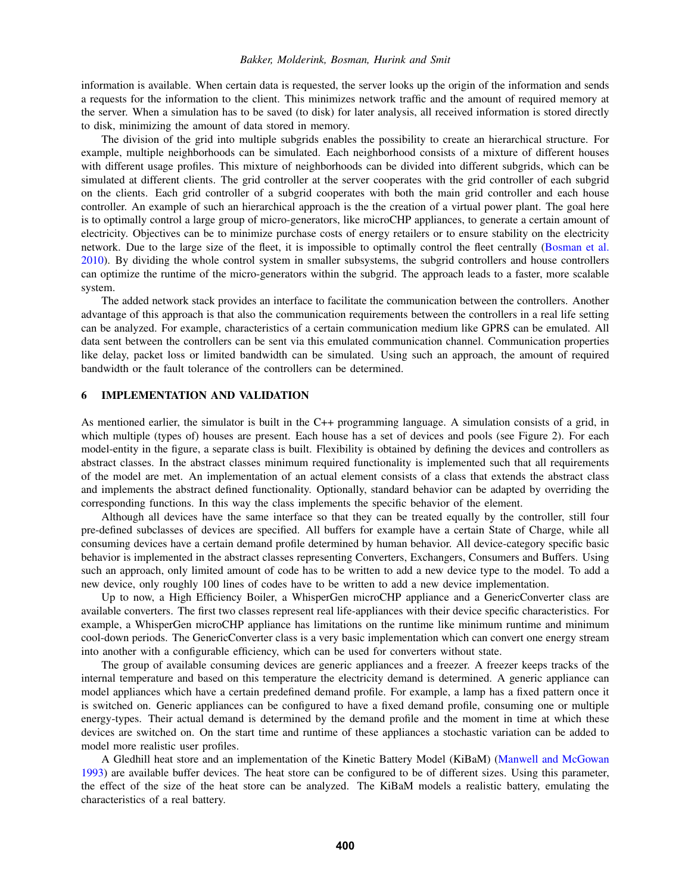information is available. When certain data is requested, the server looks up the origin of the information and sends a requests for the information to the client. This minimizes network traffic and the amount of required memory at the server. When a simulation has to be saved (to disk) for later analysis, all received information is stored directly to disk, minimizing the amount of data stored in memory.

The division of the grid into multiple subgrids enables the possibility to create an hierarchical structure. For example, multiple neighborhoods can be simulated. Each neighborhood consists of a mixture of different houses with different usage profiles. This mixture of neighborhoods can be divided into different subgrids, which can be simulated at different clients. The grid controller at the server cooperates with the grid controller of each subgrid on the clients. Each grid controller of a subgrid cooperates with both the main grid controller and each house controller. An example of such an hierarchical approach is the the creation of a virtual power plant. The goal here is to optimally control a large group of micro-generators, like microCHP appliances, to generate a certain amount of electricity. Objectives can be to minimize purchase costs of energy retailers or to ensure stability on the electricity network. Due to the large size of the fleet, it is impossible to optimally control the fleet centrally (Bosman et al. 2010). By dividing the whole control system in smaller subsystems, the subgrid controllers and house controllers can optimize the runtime of the micro-generators within the subgrid. The approach leads to a faster, more scalable system.

The added network stack provides an interface to facilitate the communication between the controllers. Another advantage of this approach is that also the communication requirements between the controllers in a real life setting can be analyzed. For example, characteristics of a certain communication medium like GPRS can be emulated. All data sent between the controllers can be sent via this emulated communication channel. Communication properties like delay, packet loss or limited bandwidth can be simulated. Using such an approach, the amount of required bandwidth or the fault tolerance of the controllers can be determined.

## 6 IMPLEMENTATION AND VALIDATION

As mentioned earlier, the simulator is built in the C++ programming language. A simulation consists of a grid, in which multiple (types of) houses are present. Each house has a set of devices and pools (see Figure 2). For each model-entity in the figure, a separate class is built. Flexibility is obtained by defining the devices and controllers as abstract classes. In the abstract classes minimum required functionality is implemented such that all requirements of the model are met. An implementation of an actual element consists of a class that extends the abstract class and implements the abstract defined functionality. Optionally, standard behavior can be adapted by overriding the corresponding functions. In this way the class implements the specific behavior of the element.

Although all devices have the same interface so that they can be treated equally by the controller, still four pre-defined subclasses of devices are specified. All buffers for example have a certain State of Charge, while all consuming devices have a certain demand profile determined by human behavior. All device-category specific basic behavior is implemented in the abstract classes representing Converters, Exchangers, Consumers and Buffers. Using such an approach, only limited amount of code has to be written to add a new device type to the model. To add a new device, only roughly 100 lines of codes have to be written to add a new device implementation.

Up to now, a High Efficiency Boiler, a WhisperGen microCHP appliance and a GenericConverter class are available converters. The first two classes represent real life-appliances with their device specific characteristics. For example, a WhisperGen microCHP appliance has limitations on the runtime like minimum runtime and minimum cool-down periods. The GenericConverter class is a very basic implementation which can convert one energy stream into another with a configurable efficiency, which can be used for converters without state.

The group of available consuming devices are generic appliances and a freezer. A freezer keeps tracks of the internal temperature and based on this temperature the electricity demand is determined. A generic appliance can model appliances which have a certain predefined demand profile. For example, a lamp has a fixed pattern once it is switched on. Generic appliances can be configured to have a fixed demand profile, consuming one or multiple energy-types. Their actual demand is determined by the demand profile and the moment in time at which these devices are switched on. On the start time and runtime of these appliances a stochastic variation can be added to model more realistic user profiles.

A Gledhill heat store and an implementation of the Kinetic Battery Model (KiBaM) (Manwell and McGowan 1993) are available buffer devices. The heat store can be configured to be of different sizes. Using this parameter, the effect of the size of the heat store can be analyzed. The KiBaM models a realistic battery, emulating the characteristics of a real battery.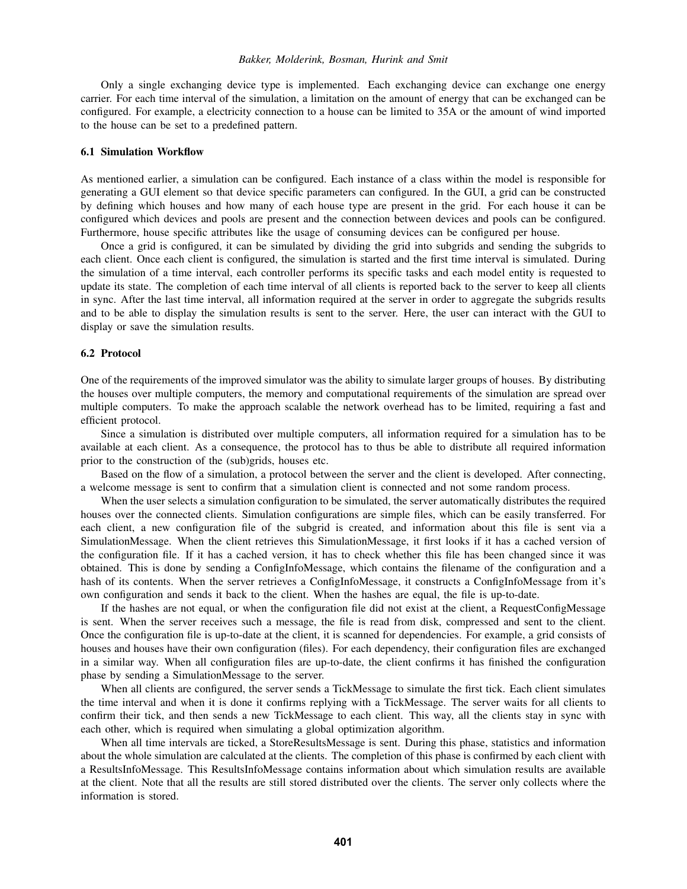Only a single exchanging device type is implemented. Each exchanging device can exchange one energy carrier. For each time interval of the simulation, a limitation on the amount of energy that can be exchanged can be configured. For example, a electricity connection to a house can be limited to 35A or the amount of wind imported to the house can be set to a predefined pattern.

### 6.1 Simulation Workflow

As mentioned earlier, a simulation can be configured. Each instance of a class within the model is responsible for generating a GUI element so that device specific parameters can configured. In the GUI, a grid can be constructed by defining which houses and how many of each house type are present in the grid. For each house it can be configured which devices and pools are present and the connection between devices and pools can be configured. Furthermore, house specific attributes like the usage of consuming devices can be configured per house.

Once a grid is configured, it can be simulated by dividing the grid into subgrids and sending the subgrids to each client. Once each client is configured, the simulation is started and the first time interval is simulated. During the simulation of a time interval, each controller performs its specific tasks and each model entity is requested to update its state. The completion of each time interval of all clients is reported back to the server to keep all clients in sync. After the last time interval, all information required at the server in order to aggregate the subgrids results and to be able to display the simulation results is sent to the server. Here, the user can interact with the GUI to display or save the simulation results.

### 6.2 Protocol

One of the requirements of the improved simulator was the ability to simulate larger groups of houses. By distributing the houses over multiple computers, the memory and computational requirements of the simulation are spread over multiple computers. To make the approach scalable the network overhead has to be limited, requiring a fast and efficient protocol.

Since a simulation is distributed over multiple computers, all information required for a simulation has to be available at each client. As a consequence, the protocol has to thus be able to distribute all required information prior to the construction of the (sub)grids, houses etc.

Based on the flow of a simulation, a protocol between the server and the client is developed. After connecting, a welcome message is sent to confirm that a simulation client is connected and not some random process.

When the user selects a simulation configuration to be simulated, the server automatically distributes the required houses over the connected clients. Simulation configurations are simple files, which can be easily transferred. For each client, a new configuration file of the subgrid is created, and information about this file is sent via a SimulationMessage. When the client retrieves this SimulationMessage, it first looks if it has a cached version of the configuration file. If it has a cached version, it has to check whether this file has been changed since it was obtained. This is done by sending a ConfigInfoMessage, which contains the filename of the configuration and a hash of its contents. When the server retrieves a ConfigInfoMessage, it constructs a ConfigInfoMessage from it's own configuration and sends it back to the client. When the hashes are equal, the file is up-to-date.

If the hashes are not equal, or when the configuration file did not exist at the client, a RequestConfigMessage is sent. When the server receives such a message, the file is read from disk, compressed and sent to the client. Once the configuration file is up-to-date at the client, it is scanned for dependencies. For example, a grid consists of houses and houses have their own configuration (files). For each dependency, their configuration files are exchanged in a similar way. When all configuration files are up-to-date, the client confirms it has finished the configuration phase by sending a SimulationMessage to the server.

When all clients are configured, the server sends a TickMessage to simulate the first tick. Each client simulates the time interval and when it is done it confirms replying with a TickMessage. The server waits for all clients to confirm their tick, and then sends a new TickMessage to each client. This way, all the clients stay in sync with each other, which is required when simulating a global optimization algorithm.

When all time intervals are ticked, a StoreResultsMessage is sent. During this phase, statistics and information about the whole simulation are calculated at the clients. The completion of this phase is confirmed by each client with a ResultsInfoMessage. This ResultsInfoMessage contains information about which simulation results are available at the client. Note that all the results are still stored distributed over the clients. The server only collects where the information is stored.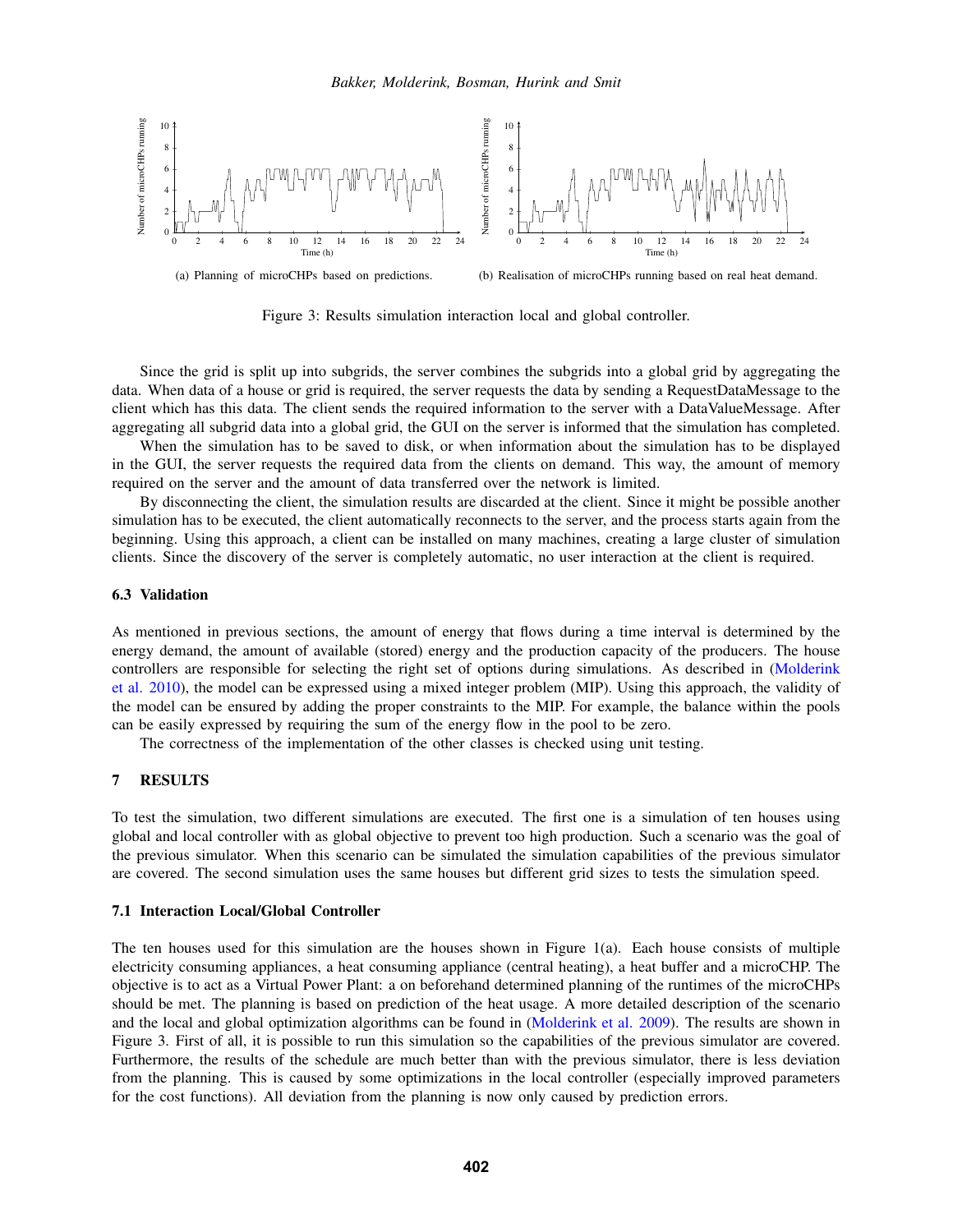(a) Planning of microCHPs based on predictions.

(b) Realisation of microCHPs running based on real heat demand.

Figure 3: Results simulation interaction local and global controller.

Since the grid is split up into subgrids, the server combines the subgrids into a global grid by aggregating the data. When data of a house or grid is required, the server requests the data by sending a RequestDataMessage to the client which has this data. The client sends the required information to the server with a DataValueMessage. After aggregating all subgrid data into a global grid, the GUI on the server is informed that the simulation has completed.

When the simulation has to be saved to disk, or when information about the simulation has to be displayed in the GUI, the server requests the required data from the clients on demand. This way, the amount of memory required on the server and the amount of data transferred over the network is limited.

By disconnecting the client, the simulation results are discarded at the client. Since it might be possible another simulation has to be executed, the client automatically reconnects to the server, and the process starts again from the beginning. Using this approach, a client can be installed on many machines, creating a large cluster of simulation clients. Since the discovery of the server is completely automatic, no user interaction at the client is required.

### 6.3 Validation

As mentioned in previous sections, the amount of energy that flows during a time interval is determined by the energy demand, the amount of available (stored) energy and the production capacity of the producers. The house controllers are responsible for selecting the right set of options during simulations. As described in (Molderink et al. 2010), the model can be expressed using a mixed integer problem (MIP). Using this approach, the validity of the model can be ensured by adding the proper constraints to the MIP. For example, the balance within the pools can be easily expressed by requiring the sum of the energy flow in the pool to be zero.

The correctness of the implementation of the other classes is checked using unit testing.

## 7 RESULTS

To test the simulation, two different simulations are executed. The first one is a simulation of ten houses using global and local controller with as global objective to prevent too high production. Such a scenario was the goal of the previous simulator. When this scenario can be simulated the simulation capabilities of the previous simulator are covered. The second simulation uses the same houses but different grid sizes to tests the simulation speed.

### 7.1 Interaction Local/Global Controller

The ten houses used for this simulation are the houses shown in Figure 1(a). Each house consists of multiple electricity consuming appliances, a heat consuming appliance (central heating), a heat buffer and a microCHP. The objective is to act as a Virtual Power Plant: a on beforehand determined planning of the runtimes of the microCHPs should be met. The planning is based on prediction of the heat usage. A more detailed description of the scenario and the local and global optimization algorithms can be found in (Molderink et al. 2009). The results are shown in Figure 3. First of all, it is possible to run this simulation so the capabilities of the previous simulator are covered. Furthermore, the results of the schedule are much better than with the previous simulator, there is less deviation from the planning. This is caused by some optimizations in the local controller (especially improved parameters for the cost functions). All deviation from the planning is now only caused by prediction errors.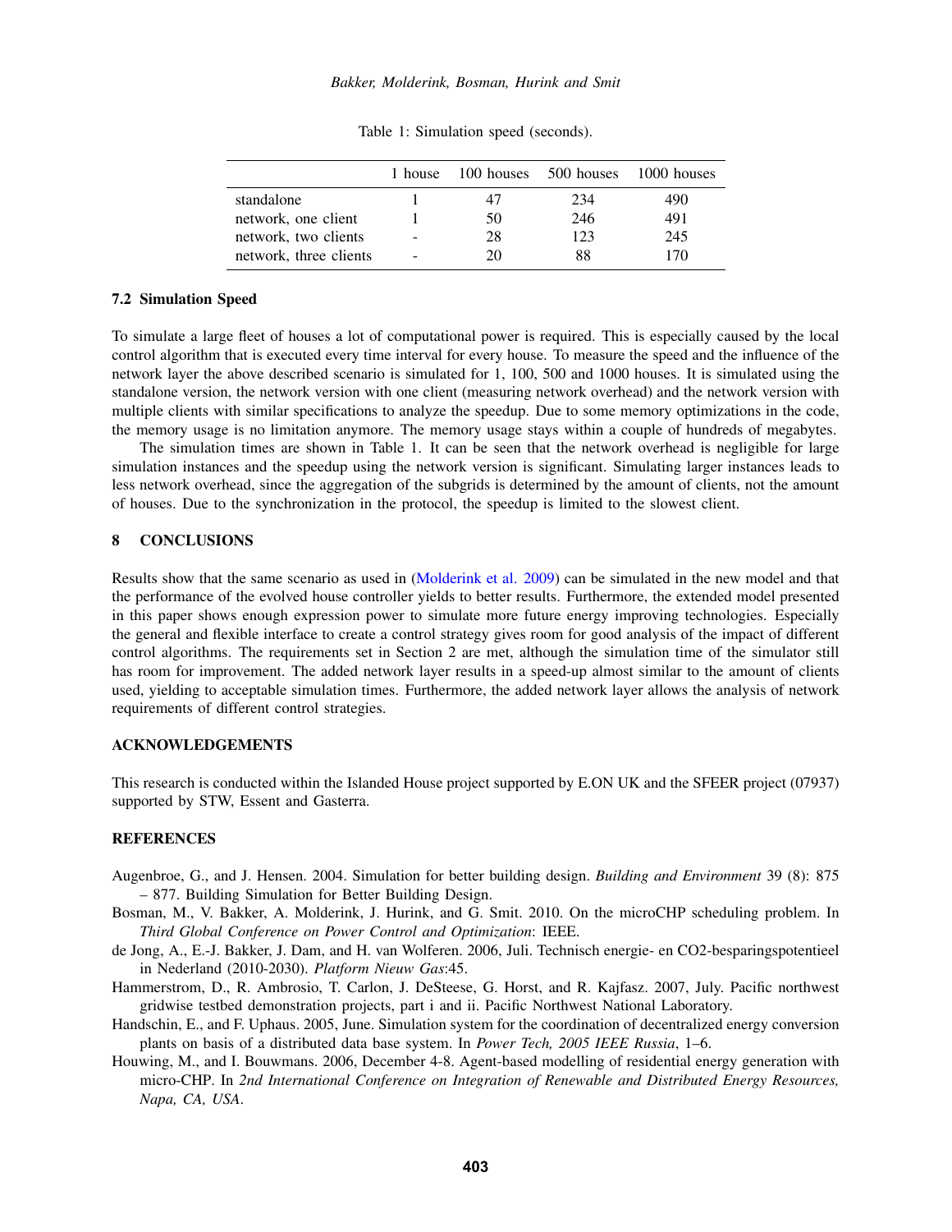Table 1: Simulation speed (seconds).

| | 1 house | 100 houses | 500 houses | 1000 houses |
|---|---|---|---|---|
| standalone | 1 | 47 | 234 | 490 |
| network, one client | 1 | 50 | 246 | 491 |
| network, two clients | - | 28 | 123 | 245 |
| network, three clients | - | 20 | 88 | 170 |

### 7.2 Simulation Speed

To simulate a large fleet of houses a lot of computational power is required. This is especially caused by the local control algorithm that is executed every time interval for every house. To measure the speed and the influence of the network layer the above described scenario is simulated for 1, 100, 500 and 1000 houses. It is simulated using the standalone version, the network version with one client (measuring network overhead) and the network version with multiple clients with similar specifications to analyze the speedup. Due to some memory optimizations in the code, the memory usage is no limitation anymore. The memory usage stays within a couple of hundreds of megabytes.

The simulation times are shown in Table 1. It can be seen that the network overhead is negligible for large simulation instances and the speedup using the network version is significant. Simulating larger instances leads to less network overhead, since the aggregation of the subgrids is determined by the amount of clients, not the amount of houses. Due to the synchronization in the protocol, the speedup is limited to the slowest client.

## 8 CONCLUSIONS

Results show that the same scenario as used in (Molderink et al. 2009) can be simulated in the new model and that the performance of the evolved house controller yields to better results. Furthermore, the extended model presented in this paper shows enough expression power to simulate more future energy improving technologies. Especially the general and flexible interface to create a control strategy gives room for good analysis of the impact of different control algorithms. The requirements set in Section 2 are met, although the simulation time of the simulator still has room for improvement. The added network layer results in a speed-up almost similar to the amount of clients used, yielding to acceptable simulation times. Furthermore, the added network layer allows the analysis of network requirements of different control strategies.

## ACKNOWLEDGEMENTS

This research is conducted within the Islanded House project supported by E.ON UK and the SFEER project (07937) supported by STW, Essent and Gasterra.

## REFERENCES

Augenbroe, G., and J. Hensen. 2004. Simulation for better building design. *Building and Environment* 39 (8): 875 – 877. Building Simulation for Better Building Design.

Bosman, M., V. Bakker, A. Molderink, J. Hurink, and G. Smit. 2010. On the microCHP scheduling problem. In *Third Global Conference on Power Control and Optimization*: IEEE.

de Jong, A., E.-J. Bakker, J. Dam, and H. van Wolferen. 2006, Juli. Technisch energie- en CO2-besparingspotentieel in Nederland (2010-2030). *Platform Nieuw Gas*:45.

Hammerstrom, D., R. Ambrosio, T. Carlon, J. DeSteese, G. Horst, and R. Kajfasz. 2007, July. Pacific northwest gridwise testbed demonstration projects, part i and ii. Pacific Northwest National Laboratory.

Handschin, E., and F. Uphaus. 2005, June. Simulation system for the coordination of decentralized energy conversion plants on basis of a distributed data base system. In *Power Tech, 2005 IEEE Russia*, 1–6.

Houwing, M., and I. Bouwmans. 2006, December 4-8. Agent-based modelling of residential energy generation with micro-CHP. In *2nd International Conference on Integration of Renewable and Distributed Energy Resources, Napa, CA, USA*.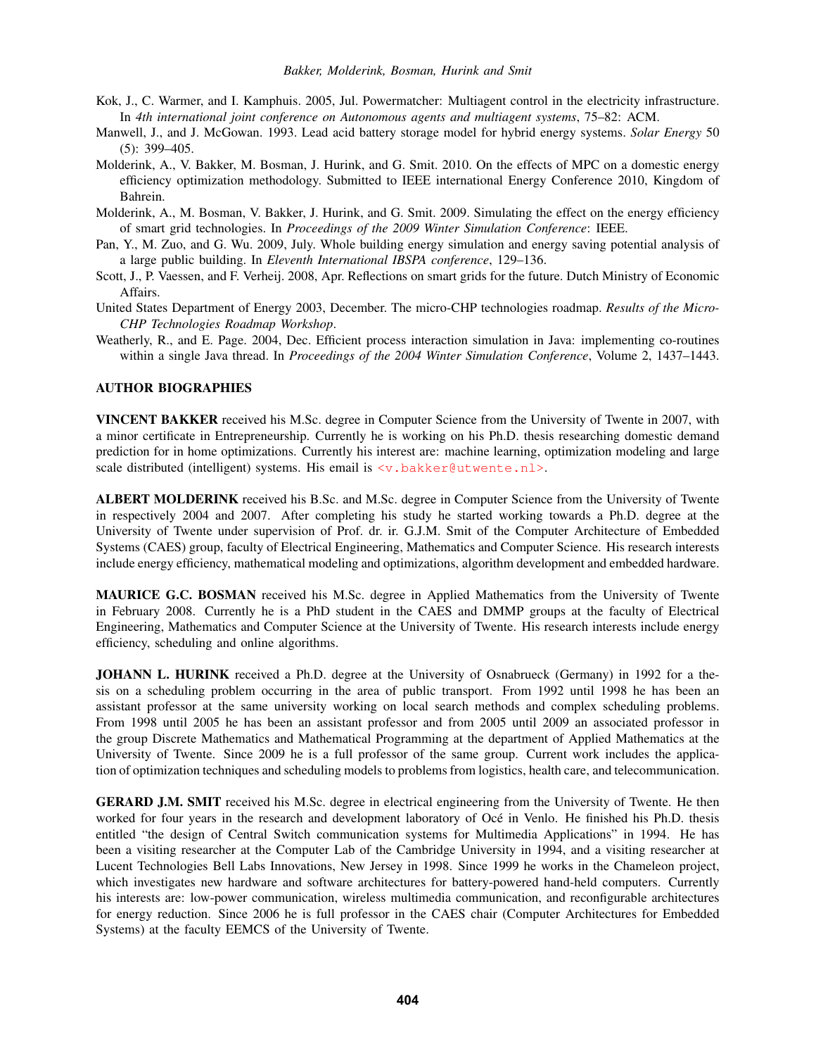Kok, J., C. Warmer, and I. Kamphuis. 2005, Jul. Powermatcher: Multiagent control in the electricity infrastructure. In *4th international joint conference on Autonomous agents and multiagent systems*, 75–82: ACM.

Manwell, J., and J. McGowan. 1993. Lead acid battery storage model for hybrid energy systems. *Solar Energy* 50 (5): 399–405.

Molderink, A., V. Bakker, M. Bosman, J. Hurink, and G. Smit. 2010. On the effects of MPC on a domestic energy efficiency optimization methodology. Submitted to IEEE international Energy Conference 2010, Kingdom of Bahrein.

Molderink, A., M. Bosman, V. Bakker, J. Hurink, and G. Smit. 2009. Simulating the effect on the energy efficiency of smart grid technologies. In *Proceedings of the 2009 Winter Simulation Conference*: IEEE.

Pan, Y., M. Zuo, and G. Wu. 2009, July. Whole building energy simulation and energy saving potential analysis of a large public building. In *Eleventh International IBSPA conference*, 129–136.

Scott, J., P. Vaessen, and F. Verheij. 2008, Apr. Reflections on smart grids for the future. Dutch Ministry of Economic Affairs.

United States Department of Energy 2003, December. The micro-CHP technologies roadmap. *Results of the Micro-CHP Technologies Roadmap Workshop*.

Weatherly, R., and E. Page. 2004, Dec. Efficient process interaction simulation in Java: implementing co-routines within a single Java thread. In *Proceedings of the 2004 Winter Simulation Conference*, Volume 2, 1437–1443.

## AUTHOR BIOGRAPHIES

**VINCENT BAKKER** received his M.Sc. degree in Computer Science from the University of Twente in 2007, with a minor certificate in Entrepreneurship. Currently he is working on his Ph.D. thesis researching domestic demand prediction for in home optimizations. Currently his interest are: machine learning, optimization modeling and large scale distributed (intelligent) systems. His email is <v.bakker@utwente.nl>.

**ALBERT MOLDERINK** received his B.Sc. and M.Sc. degree in Computer Science from the University of Twente in respectively 2004 and 2007. After completing his study he started working towards a Ph.D. degree at the University of Twente under supervision of Prof. dr. ir. G.J.M. Smit of the Computer Architecture of Embedded Systems (CAES) group, faculty of Electrical Engineering, Mathematics and Computer Science. His research interests include energy efficiency, mathematical modeling and optimizations, algorithm development and embedded hardware.

**MAURICE G.C. BOSMAN** received his M.Sc. degree in Applied Mathematics from the University of Twente in February 2008. Currently he is a PhD student in the CAES and DMMP groups at the faculty of Electrical Engineering, Mathematics and Computer Science at the University of Twente. His research interests include energy efficiency, scheduling and online algorithms.

**JOHANN L. HURINK** received a Ph.D. degree at the University of Osnabrueck (Germany) in 1992 for a thesis on a scheduling problem occurring in the area of public transport. From 1992 until 1998 he has been an assistant professor at the same university working on local search methods and complex scheduling problems. From 1998 until 2005 he has been an assistant professor and from 2005 until 2009 an associated professor in the group Discrete Mathematics and Mathematical Programming at the department of Applied Mathematics at the University of Twente. Since 2009 he is a full professor of the same group. Current work includes the application of optimization techniques and scheduling models to problems from logistics, health care, and telecommunication.

**GERARD J.M. SMIT** received his M.Sc. degree in electrical engineering from the University of Twente. He then worked for four years in the research and development laboratory of Océ in Venlo. He finished his Ph.D. thesis entitled "the design of Central Switch communication systems for Multimedia Applications" in 1994. He has been a visiting researcher at the Computer Lab of the Cambridge University in 1994, and a visiting researcher at Lucent Technologies Bell Labs Innovations, New Jersey in 1998. Since 1999 he works in the Chameleon project, which investigates new hardware and software architectures for battery-powered hand-held computers. Currently his interests are: low-power communication, wireless multimedia communication, and reconfigurable architectures for energy reduction. Since 2006 he is full professor in the CAES chair (Computer Architectures for Embedded Systems) at the faculty EEMCS of the University of Twente.